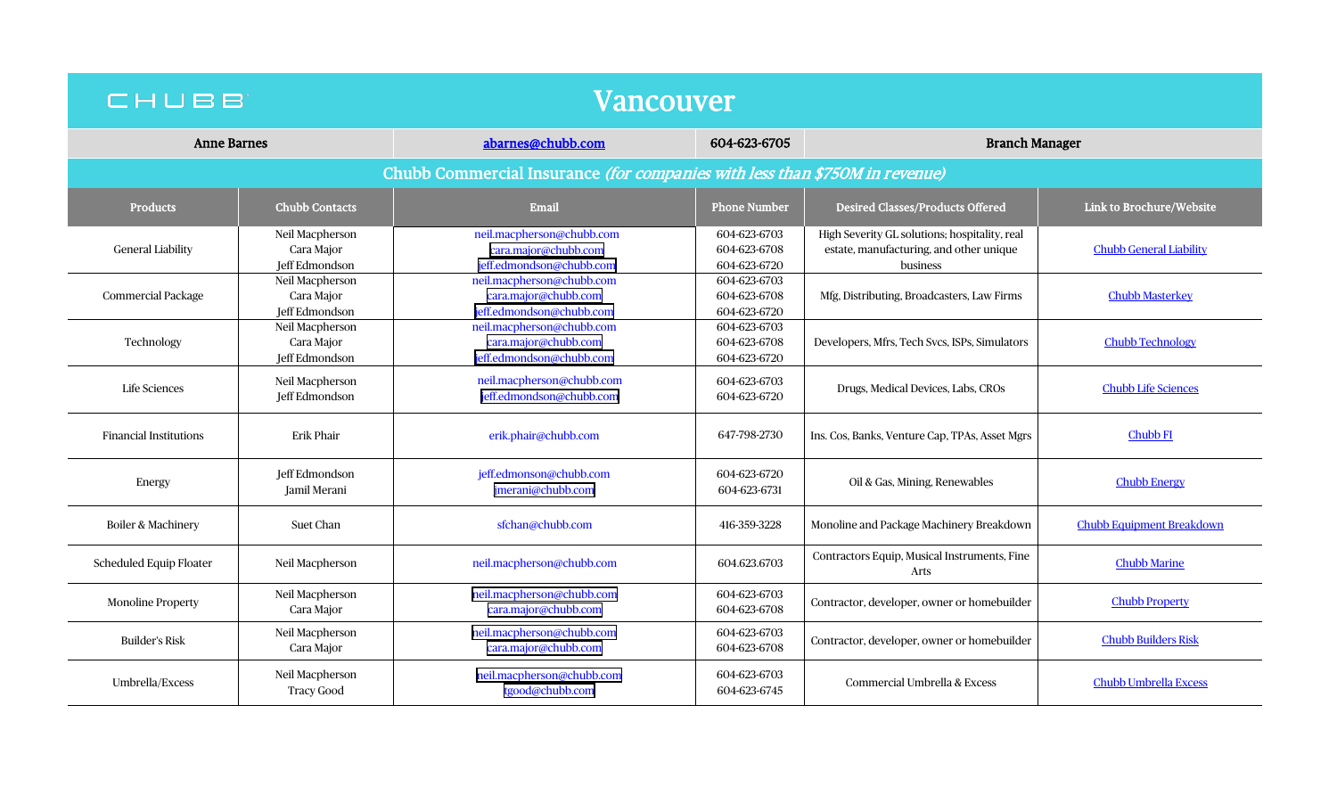# CHUBB Vancouver

| Anne Barnes | abarnes@chubb.com | 604-623-6705 | Branch Manager |
|---|---|---|---|

## Chubb Commercial Insurance *(for companies with less than $750M in revenue)*

| Products | Chubb Contacts | Email | Phone Number | Desired Classes/Products Offered | Link to Brochure/Website |
|---|---|---|---|---|---|
| General Liability | Neil Macpherson<br>Cara Major<br>Jeff Edmondson | neil.macpherson@chubb.com<br>cara.major@chubb.com<br>jeff.edmondson@chubb.com | 604-623-6703<br>604-623-6708<br>604-623-6720 | High Severity GL solutions; hospitality, real estate, manufacturing, and other unique business | Chubb General Liability |
| Commercial Package | Neil Macpherson<br>Cara Major<br>Jeff Edmondson | neil.macpherson@chubb.com<br>cara.major@chubb.com<br>jeff.edmondson@chubb.com | 604-623-6703<br>604-623-6708<br>604-623-6720 | Mfg, Distributing, Broadcasters, Law Firms | Chubb Masterkey |
| Technology | Neil Macpherson<br>Cara Major<br>Jeff Edmondson | neil.macpherson@chubb.com<br>cara.major@chubb.com<br>jeff.edmondson@chubb.com | 604-623-6703<br>604-623-6708<br>604-623-6720 | Developers, Mfrs, Tech Svcs, ISPs, Simulators | Chubb Technology |
| Life Sciences | Neil Macpherson<br>Jeff Edmondson | neil.macpherson@chubb.com<br>jeff.edmondson@chubb.com | 604-623-6703<br>604-623-6720 | Drugs, Medical Devices, Labs, CROs | Chubb Life Sciences |
| Financial Institutions | Erik Phair | erik.phair@chubb.com | 647-798-2730 | Ins. Cos, Banks, Venture Cap, TPAs, Asset Mgrs | Chubb FI |
| Energy | Jeff Edmondson<br>Jamil Merani | jeff.edmonson@chubb.com<br>jmerani@chubb.com | 604-623-6720<br>604-623-6731 | Oil & Gas, Mining, Renewables | Chubb Energy |
| Boiler & Machinery | Suet Chan | sfchan@chubb.com | 416-359-3228 | Monoline and Package Machinery Breakdown | Chubb Equipment Breakdown |
| Scheduled Equip Floater | Neil Macpherson | neil.macpherson@chubb.com | 604.623.6703 | Contractors Equip, Musical Instruments, Fine Arts | Chubb Marine |
| Monoline Property | Neil Macpherson<br>Cara Major | neil.macpherson@chubb.com<br>cara.major@chubb.com | 604-623-6703<br>604-623-6708 | Contractor, developer, owner or homebuilder | Chubb Property |
| Builder's Risk | Neil Macpherson<br>Cara Major | neil.macpherson@chubb.com<br>cara.major@chubb.com | 604-623-6703<br>604-623-6708 | Contractor, developer, owner or homebuilder | Chubb Builders Risk |
| Umbrella/Excess | Neil Macpherson<br>Tracy Good | neil.macpherson@chubb.com<br>tgood@chubb.com | 604-623-6703<br>604-623-6745 | Commercial Umbrella & Excess | Chubb Umbrella Excess |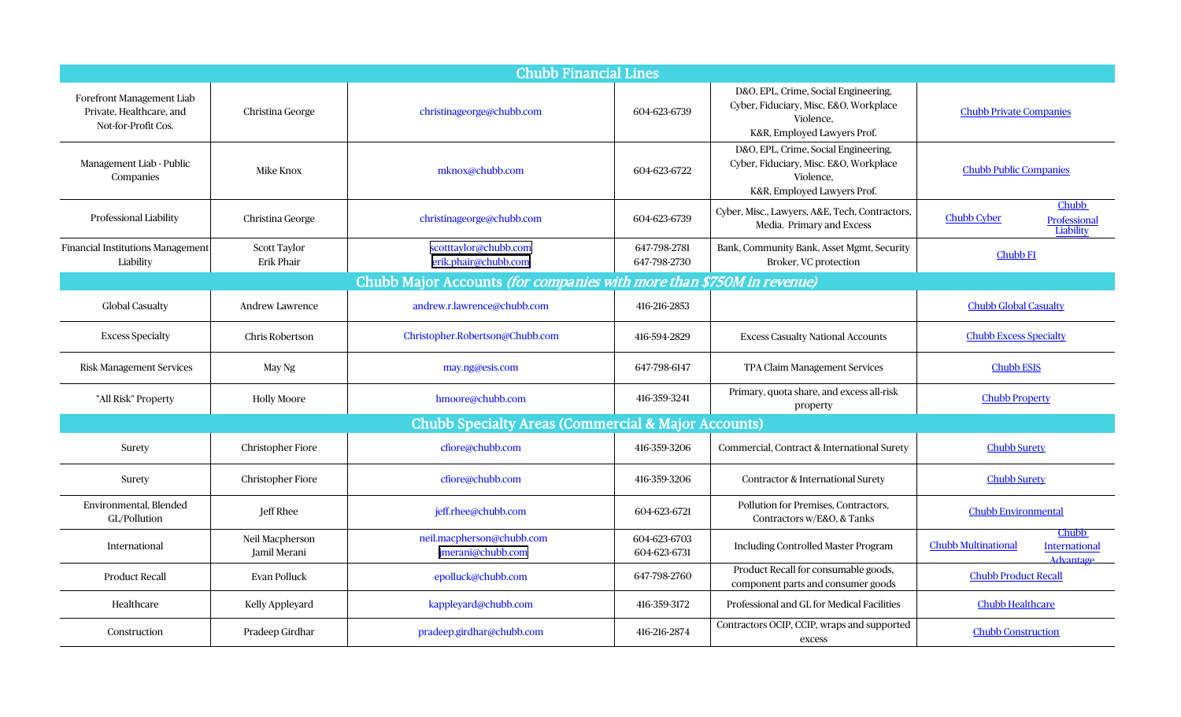| Chubb Financial Lines | | | | | |
|---|---|---|---|---|---|
| Forefront Management Liab Private, Healthcare, and Not-for-Profit Cos. | Christina George | christinageorge@chubb.com | 604-623-6739 | D&O, EPL, Crime, Social Engineering, Cyber, Fiduciary, Misc. E&O, Workplace Violence, K&R, Employed Lawyers Prof. | Chubb Private Companies |
| Management Liab - Public Companies | Mike Knox | mknox@chubb.com | 604-623-6722 | D&O, EPL, Crime, Social Engineering, Cyber, Fiduciary, Misc. E&O, Workplace Violence, K&R, Employed Lawyers Prof. | Chubb Public Companies |
| Professional Liability | Christina George | christinageorge@chubb.com | 604-623-6739 | Cyber, Misc., Lawyers, A&E, Tech, Contractors, Media. Primary and Excess | Chubb Cyber; Chubb Professional Liability |
| Financial Institutions Management Liability | Scott Taylor<br>Erik Phair | scotttaylor@chubb.com<br>erik.phair@chubb.com | 647-798-2781<br>647-798-2730 | Bank, Community Bank, Asset Mgmt, Security Broker, VC protection | Chubb FI |
| **Chubb Major Accounts** *(for companies with more than $750M in revenue)* | | | | | |
| Global Casualty | Andrew Lawrence | andrew.r.lawrence@chubb.com | 416-216-2853 | | Chubb Global Casualty |
| Excess Specialty | Chris Robertson | Christopher.Robertson@Chubb.com | 416-594-2829 | Excess Casualty National Accounts | Chubb Excess Specialty |
| Risk Management Services | May Ng | may.ng@esis.com | 647-798-6147 | TPA Claim Management Services | Chubb ESIS |
| "All Risk" Property | Holly Moore | hmoore@chubb.com | 416-359-3241 | Primary, quota share, and excess all-risk property | Chubb Property |
| **Chubb Specialty Areas (Commercial & Major Accounts)** | | | | | |
| Surety | Christopher Fiore | cfiore@chubb.com | 416-359-3206 | Commercial, Contract & International Surety | Chubb Surety |
| Surety | Christopher Fiore | cfiore@chubb.com | 416-359-3206 | Contractor & International Surety | Chubb Surety |
| Environmental, Blended GL/Pollution | Jeff Rhee | jeff.rhee@chubb.com | 604-623-6721 | Pollution for Premises, Contractors, Contractors w/E&O, & Tanks | Chubb Environmental |
| International | Neil Macpherson<br>Jamil Merani | neil.macpherson@chubb.com<br>jmerani@chubb.com | 604-623-6703<br>604-623-6731 | Including Controlled Master Program | Chubb Multinational; Chubb International Advantage |
| Product Recall | Evan Polluck | epolluck@chubb.com | 647-798-2760 | Product Recall for consumable goods, component parts and consumer goods | Chubb Product Recall |
| Healthcare | Kelly Appleyard | kappleyard@chubb.com | 416-359-3172 | Professional and GL for Medical Facilities | Chubb Healthcare |
| Construction | Pradeep Girdhar | pradeep.girdhar@chubb.com | 416-216-2874 | Contractors OCIP, CCIP, wraps and supported excess | Chubb Construction |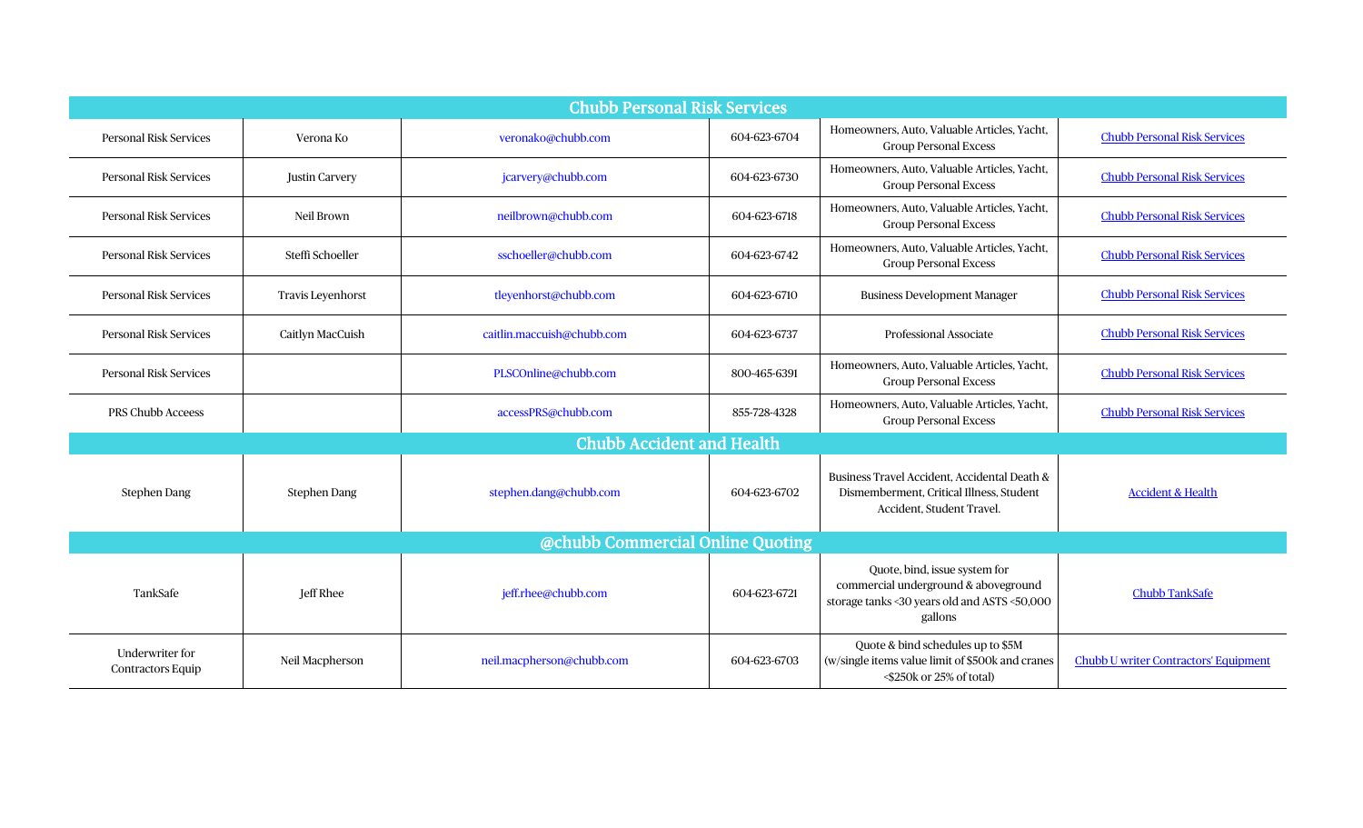| | | | | | |
|---|---|---|---|---|---|
| **Chubb Personal Risk Services** | | | | | |
| Personal Risk Services | Verona Ko | veronako@chubb.com | 604-623-6704 | Homeowners, Auto, Valuable Articles, Yacht, Group Personal Excess | Chubb Personal Risk Services |
| Personal Risk Services | Justin Carvery | jcarvery@chubb.com | 604-623-6730 | Homeowners, Auto, Valuable Articles, Yacht, Group Personal Excess | Chubb Personal Risk Services |
| Personal Risk Services | Neil Brown | neilbrown@chubb.com | 604-623-6718 | Homeowners, Auto, Valuable Articles, Yacht, Group Personal Excess | Chubb Personal Risk Services |
| Personal Risk Services | Steffi Schoeller | sschoeller@chubb.com | 604-623-6742 | Homeowners, Auto, Valuable Articles, Yacht, Group Personal Excess | Chubb Personal Risk Services |
| Personal Risk Services | Travis Leyenhorst | tleyenhorst@chubb.com | 604-623-6710 | Business Development Manager | Chubb Personal Risk Services |
| Personal Risk Services | Caitlyn MacCuish | caitlin.maccuish@chubb.com | 604-623-6737 | Professional Associate | Chubb Personal Risk Services |
| Personal Risk Services | | PLSCOnline@chubb.com | 800-465-6391 | Homeowners, Auto, Valuable Articles, Yacht, Group Personal Excess | Chubb Personal Risk Services |
| PRS Chubb Acceess | | accessPRS@chubb.com | 855-728-4328 | Homeowners, Auto, Valuable Articles, Yacht, Group Personal Excess | Chubb Personal Risk Services |
| **Chubb Accident and Health** | | | | | |
| Stephen Dang | Stephen Dang | stephen.dang@chubb.com | 604-623-6702 | Business Travel Accident, Accidental Death & Dismemberment, Critical Illness, Student Accident, Student Travel. | Accident & Health |
| **@chubb Commercial Online Quoting** | | | | | |
| TankSafe | Jeff Rhee | jeff.rhee@chubb.com | 604-623-6721 | Quote, bind, issue system for commercial underground & aboveground storage tanks <30 years old and ASTS <50,000 gallons | Chubb TankSafe |
| Underwriter for Contractors Equip | Neil Macpherson | neil.macpherson@chubb.com | 604-623-6703 | Quote & bind schedules up to $5M (w/single items value limit of $500k and cranes <$250k or 25% of total) | Chubb U writer Contractors' Equipment |